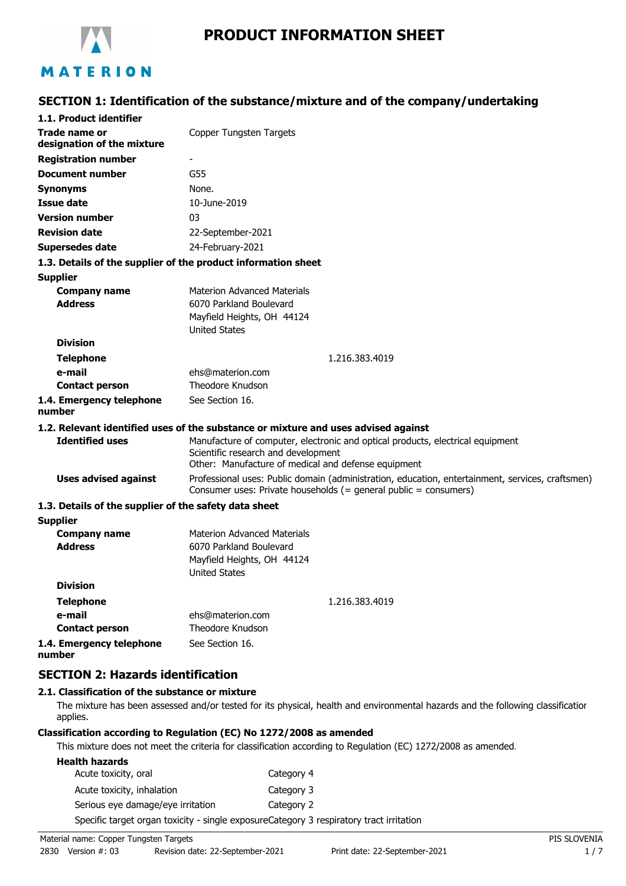# PRODUCT INFORMATION SHEET

## SECTION 1: Identification of the substance/mixture and of the company/undertaking

### 1.1. Product identifier

| | |
|---|---|
| **Trade name or designation of the mixture** | Copper Tungsten Targets |
| **Registration number** | - |
| **Document number** | G55 |
| **Synonyms** | None. |
| **Issue date** | 10-June-2019 |
| **Version number** | 03 |
| **Revision date** | 22-September-2021 |
| **Supersedes date** | 24-February-2021 |

### 1.3. Details of the supplier of the product information sheet

**Supplier**

| | |
|---|---|
| **Company name** | Materion Advanced Materials |
| **Address** | 6070 Parkland Boulevard<br>Mayfield Heights, OH 44124<br>United States |
| **Division** | |
| **Telephone** | 1.216.383.4019 |
| **e-mail** | ehs@materion.com |
| **Contact person** | Theodore Knudson |
| **1.4. Emergency telephone number** | See Section 16. |

### 1.2. Relevant identified uses of the substance or mixture and uses advised against

| | |
|---|---|
| **Identified uses** | Manufacture of computer, electronic and optical products, electrical equipment<br>Scientific research and development<br>Other: Manufacture of medical and defense equipment |
| **Uses advised against** | Professional uses: Public domain (administration, education, entertainment, services, craftsmen)<br>Consumer uses: Private households (= general public = consumers) |

### 1.3. Details of the supplier of the safety data sheet

**Supplier**

| | |
|---|---|
| **Company name** | Materion Advanced Materials |
| **Address** | 6070 Parkland Boulevard<br>Mayfield Heights, OH 44124<br>United States |
| **Division** | |
| **Telephone** | 1.216.383.4019 |
| **e-mail** | ehs@materion.com |
| **Contact person** | Theodore Knudson |
| **1.4. Emergency telephone number** | See Section 16. |

## SECTION 2: Hazards identification

### 2.1. Classification of the substance or mixture

The mixture has been assessed and/or tested for its physical, health and environmental hazards and the following classification applies.

**Classification according to Regulation (EC) No 1272/2008 as amended**

This mixture does not meet the criteria for classification according to Regulation (EC) 1272/2008 as amended.

**Health hazards**

| | |
|---|---|
| Acute toxicity, oral | Category 4 |
| Acute toxicity, inhalation | Category 3 |
| Serious eye damage/eye irritation | Category 2 |
| Specific target organ toxicity - single exposure | Category 3 respiratory tract irritation |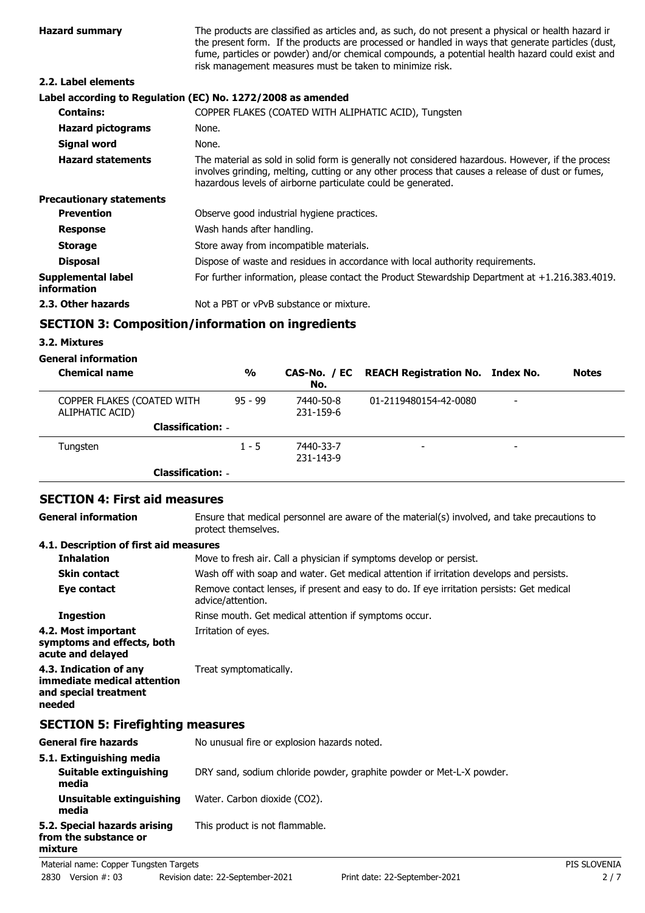| | |
|---|---|
| **Hazard summary** | The products are classified as articles and, as such, do not present a physical or health hazard ir the present form. If the products are processed or handled in ways that generate particles (dust, fume, particles or powder) and/or chemical compounds, a potential health hazard could exist and risk management measures must be taken to minimize risk. |

**2.2. Label elements**

**Label according to Regulation (EC) No. 1272/2008 as amended**

| | |
|---|---|
| **Contains:** | COPPER FLAKES (COATED WITH ALIPHATIC ACID), Tungsten |
| **Hazard pictograms** | None. |
| **Signal word** | None. |
| **Hazard statements** | The material as sold in solid form is generally not considered hazardous. However, if the process involves grinding, melting, cutting or any other process that causes a release of dust or fumes, hazardous levels of airborne particulate could be generated. |

**Precautionary statements**

| | |
|---|---|
| **Prevention** | Observe good industrial hygiene practices. |
| **Response** | Wash hands after handling. |
| **Storage** | Store away from incompatible materials. |
| **Disposal** | Dispose of waste and residues in accordance with local authority requirements. |
| **Supplemental label information** | For further information, please contact the Product Stewardship Department at +1.216.383.4019. |
| **2.3. Other hazards** | Not a PBT or vPvB substance or mixture. |

## SECTION 3: Composition/information on ingredients

**3.2. Mixtures**

**General information**

| Chemical name | % | CAS-No. / EC No. | REACH Registration No. | Index No. | Notes |
|---|---|---|---|---|---|
| COPPER FLAKES (COATED WITH ALIPHATIC ACID) | 95 - 99 | 7440-50-8<br>231-159-6 | 01-2119480154-42-0080 | - | |
| **Classification:** - | | | | | |
| Tungsten | 1 - 5 | 7440-33-7<br>231-143-9 | - | - | |
| **Classification:** - | | | | | |

## SECTION 4: First aid measures

| | |
|---|---|
| **General information** | Ensure that medical personnel are aware of the material(s) involved, and take precautions to protect themselves. |

**4.1. Description of first aid measures**

| | |
|---|---|
| **Inhalation** | Move to fresh air. Call a physician if symptoms develop or persist. |
| **Skin contact** | Wash off with soap and water. Get medical attention if irritation develops and persists. |
| **Eye contact** | Remove contact lenses, if present and easy to do. If eye irritation persists: Get medical advice/attention. |
| **Ingestion** | Rinse mouth. Get medical attention if symptoms occur. |
| **4.2. Most important symptoms and effects, both acute and delayed** | Irritation of eyes. |
| **4.3. Indication of any immediate medical attention and special treatment needed** | Treat symptomatically. |

## SECTION 5: Firefighting measures

| | |
|---|---|
| **General fire hazards** | No unusual fire or explosion hazards noted. |

**5.1. Extinguishing media**

| | |
|---|---|
| **Suitable extinguishing media** | DRY sand, sodium chloride powder, graphite powder or Met-L-X powder. |
| **Unsuitable extinguishing media** | Water. Carbon dioxide ($CO_2$). |
| **5.2. Special hazards arising from the substance or mixture** | This product is not flammable. |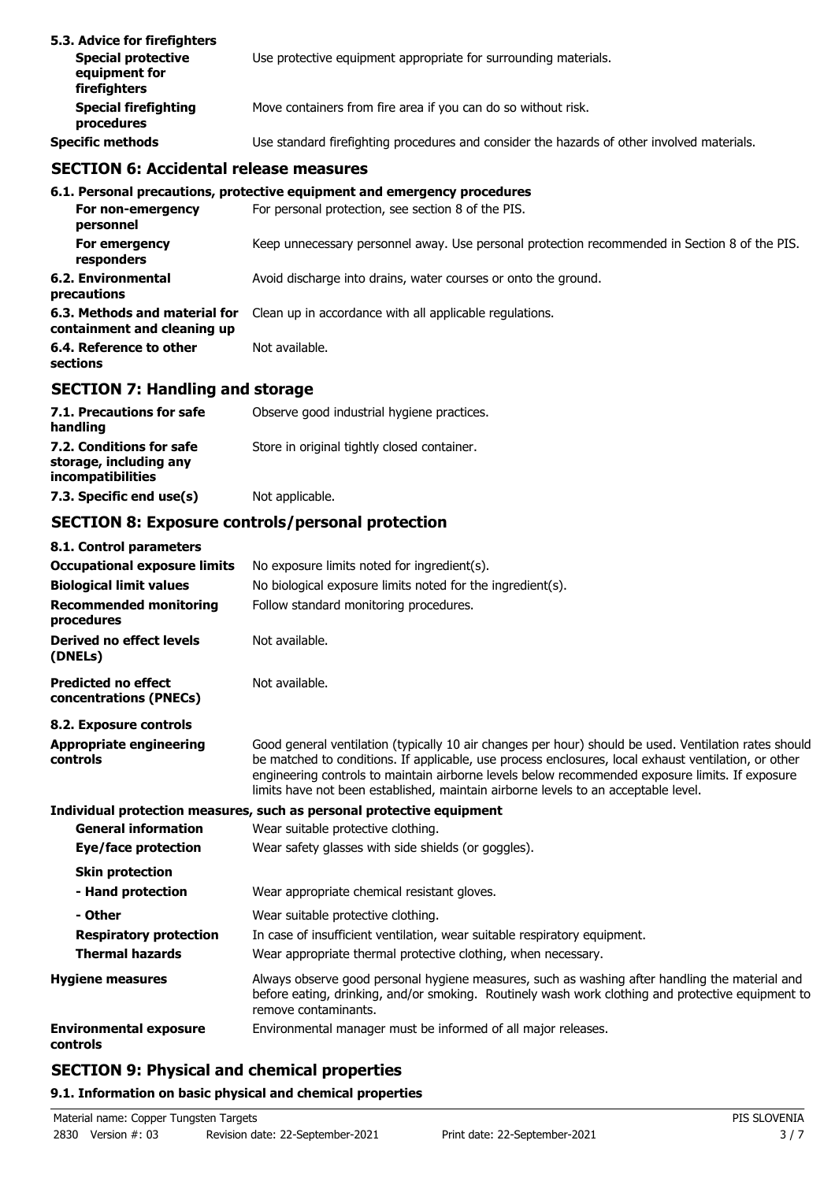**5.3. Advice for firefighters**

| | |
|---|---|
| **Special protective equipment for firefighters** | Use protective equipment appropriate for surrounding materials. |
| **Special firefighting procedures** | Move containers from fire area if you can do so without risk. |
| **Specific methods** | Use standard firefighting procedures and consider the hazards of other involved materials. |

## SECTION 6: Accidental release measures

**6.1. Personal precautions, protective equipment and emergency procedures**

| | |
|---|---|
| **For non-emergency personnel** | For personal protection, see section 8 of the PIS. |
| **For emergency responders** | Keep unnecessary personnel away. Use personal protection recommended in Section 8 of the PIS. |
| **6.2. Environmental precautions** | Avoid discharge into drains, water courses or onto the ground. |
| **6.3. Methods and material for containment and cleaning up** | Clean up in accordance with all applicable regulations. |
| **6.4. Reference to other sections** | Not available. |

## SECTION 7: Handling and storage

| | |
|---|---|
| **7.1. Precautions for safe handling** | Observe good industrial hygiene practices. |
| **7.2. Conditions for safe storage, including any incompatibilities** | Store in original tightly closed container. |
| **7.3. Specific end use(s)** | Not applicable. |

## SECTION 8: Exposure controls/personal protection

**8.1. Control parameters**

| | |
|---|---|
| **Occupational exposure limits** | No exposure limits noted for ingredient(s). |
| **Biological limit values** | No biological exposure limits noted for the ingredient(s). |
| **Recommended monitoring procedures** | Follow standard monitoring procedures. |
| **Derived no effect levels (DNELs)** | Not available. |
| **Predicted no effect concentrations (PNECs)** | Not available. |

**8.2. Exposure controls**

| | |
|---|---|
| **Appropriate engineering controls** | Good general ventilation (typically 10 air changes per hour) should be used. Ventilation rates should be matched to conditions. If applicable, use process enclosures, local exhaust ventilation, or other engineering controls to maintain airborne levels below recommended exposure limits. If exposure limits have not been established, maintain airborne levels to an acceptable level. |

**Individual protection measures, such as personal protective equipment**

| | |
|---|---|
| **General information** | Wear suitable protective clothing. |
| **Eye/face protection** | Wear safety glasses with side shields (or goggles). |
| **Skin protection** | |
| **- Hand protection** | Wear appropriate chemical resistant gloves. |
| **- Other** | Wear suitable protective clothing. |
| **Respiratory protection** | In case of insufficient ventilation, wear suitable respiratory equipment. |
| **Thermal hazards** | Wear appropriate thermal protective clothing, when necessary. |
| **Hygiene measures** | Always observe good personal hygiene measures, such as washing after handling the material and before eating, drinking, and/or smoking. Routinely wash work clothing and protective equipment to remove contaminants. |
| **Environmental exposure controls** | Environmental manager must be informed of all major releases. |

## SECTION 9: Physical and chemical properties

**9.1. Information on basic physical and chemical properties**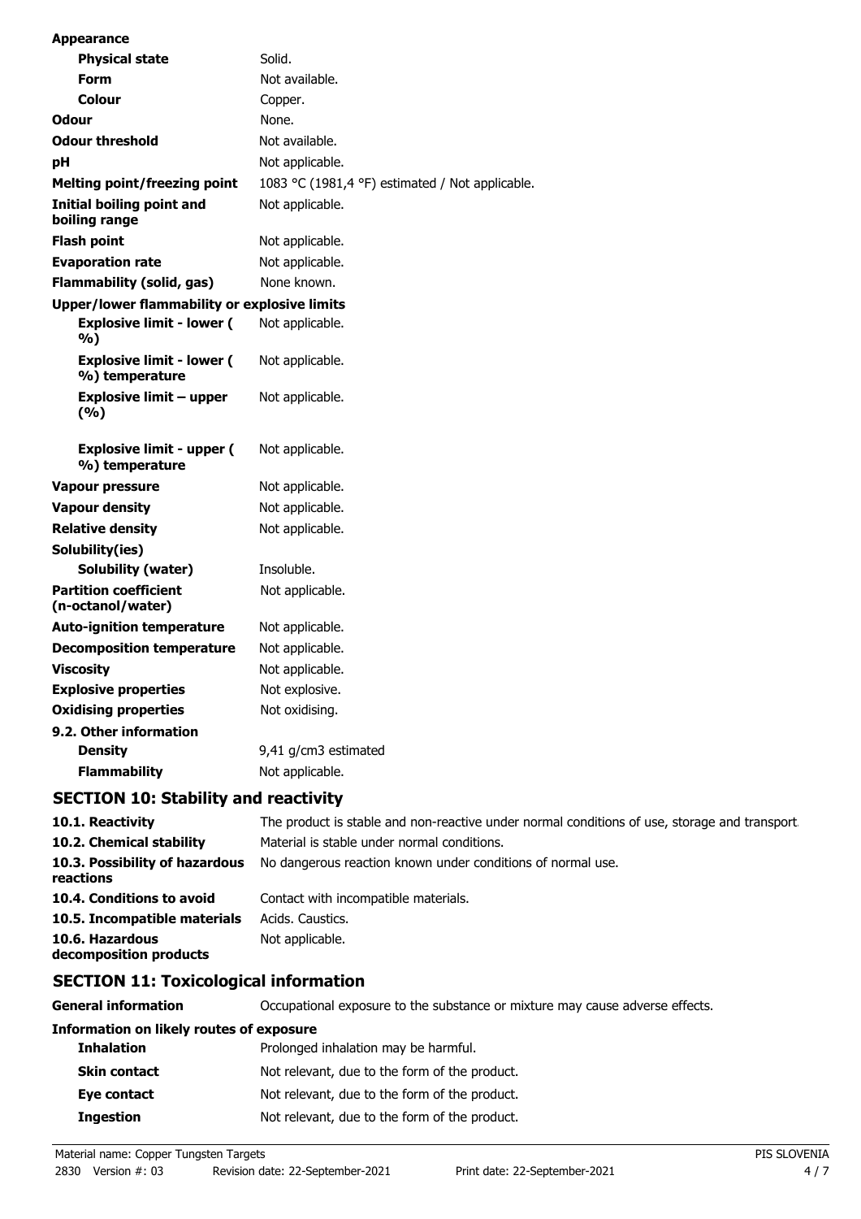| | |
|---|---|
| **Appearance** | |
| **Physical state** | Solid. |
| **Form** | Not available. |
| **Colour** | Copper. |
| **Odour** | None. |
| **Odour threshold** | Not available. |
| **pH** | Not applicable. |
| **Melting point/freezing point** | 1083 °C (1981,4 °F) estimated / Not applicable. |
| **Initial boiling point and boiling range** | Not applicable. |
| **Flash point** | Not applicable. |
| **Evaporation rate** | Not applicable. |
| **Flammability (solid, gas)** | None known. |
| **Upper/lower flammability or explosive limits** | |
| **Explosive limit - lower ( %)** | Not applicable. |
| **Explosive limit - lower ( %) temperature** | Not applicable. |
| **Explosive limit – upper (%)** | Not applicable. |
| **Explosive limit - upper ( %) temperature** | Not applicable. |
| **Vapour pressure** | Not applicable. |
| **Vapour density** | Not applicable. |
| **Relative density** | Not applicable. |
| **Solubility(ies)** | |
| **Solubility (water)** | Insoluble. |
| **Partition coefficient (n-octanol/water)** | Not applicable. |
| **Auto-ignition temperature** | Not applicable. |
| **Decomposition temperature** | Not applicable. |
| **Viscosity** | Not applicable. |
| **Explosive properties** | Not explosive. |
| **Oxidising properties** | Not oxidising. |
| **9.2. Other information** | |
| **Density** | 9,41 g/cm3 estimated |
| **Flammability** | Not applicable. |

## SECTION 10: Stability and reactivity

| | |
|---|---|
| **10.1. Reactivity** | The product is stable and non-reactive under normal conditions of use, storage and transport. |
| **10.2. Chemical stability** | Material is stable under normal conditions. |
| **10.3. Possibility of hazardous reactions** | No dangerous reaction known under conditions of normal use. |
| **10.4. Conditions to avoid** | Contact with incompatible materials. |
| **10.5. Incompatible materials** | Acids. Caustics. |
| **10.6. Hazardous decomposition products** | Not applicable. |

## SECTION 11: Toxicological information

| | |
|---|---|
| **General information** | Occupational exposure to the substance or mixture may cause adverse effects. |
| **Information on likely routes of exposure** | |
| **Inhalation** | Prolonged inhalation may be harmful. |
| **Skin contact** | Not relevant, due to the form of the product. |
| **Eye contact** | Not relevant, due to the form of the product. |
| **Ingestion** | Not relevant, due to the form of the product. |

Material name: Copper Tungsten Targets
2830 Version #: 03 Revision date: 22-September-2021 Print date: 22-September-2021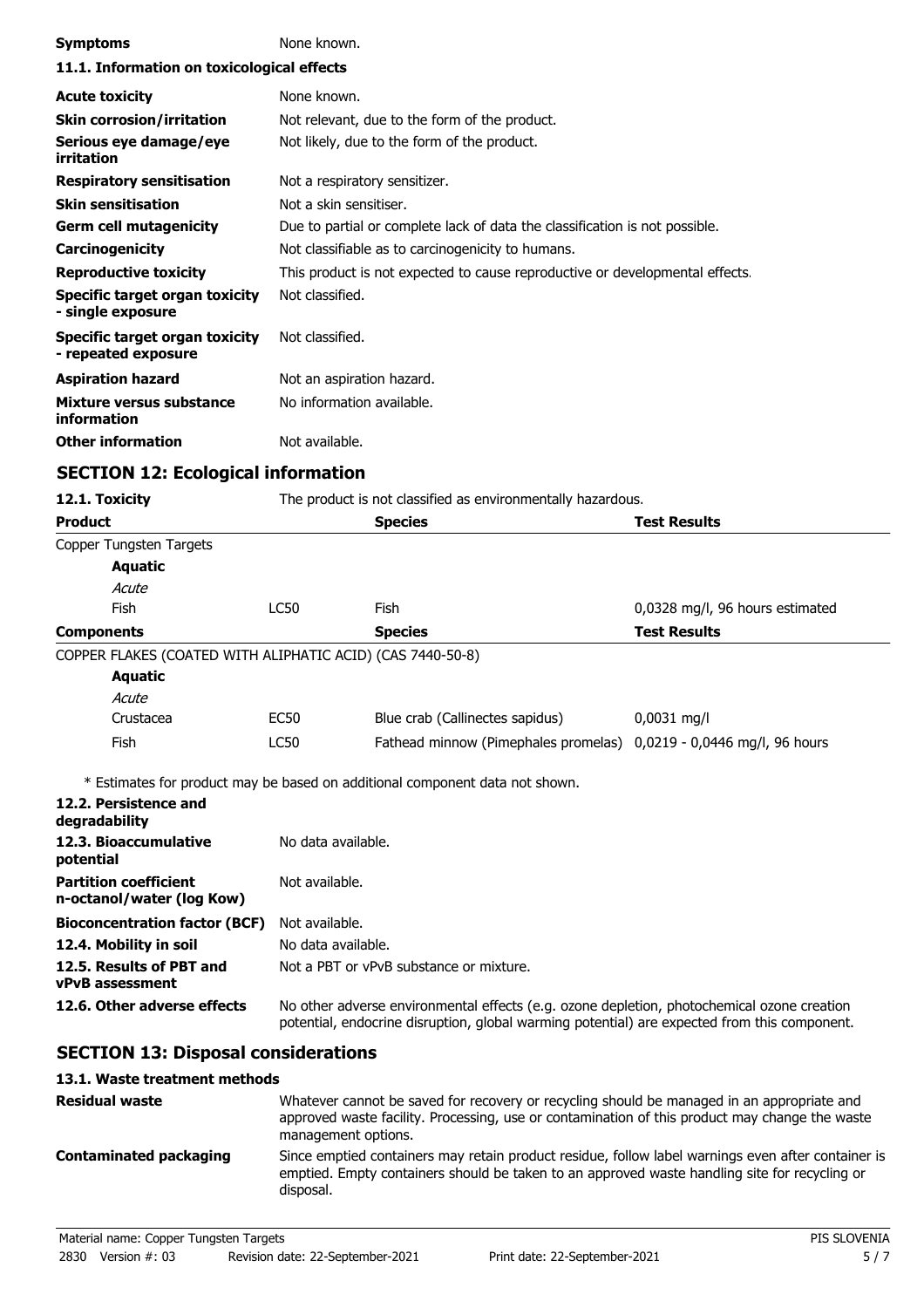| | |
|---|---|
| **Symptoms** | None known. |

**11.1. Information on toxicological effects**

| | |
|---|---|
| **Acute toxicity** | None known. |
| **Skin corrosion/irritation** | Not relevant, due to the form of the product. |
| **Serious eye damage/eye irritation** | Not likely, due to the form of the product. |
| **Respiratory sensitisation** | Not a respiratory sensitizer. |
| **Skin sensitisation** | Not a skin sensitiser. |
| **Germ cell mutagenicity** | Due to partial or complete lack of data the classification is not possible. |
| **Carcinogenicity** | Not classifiable as to carcinogenicity to humans. |
| **Reproductive toxicity** | This product is not expected to cause reproductive or developmental effects. |
| **Specific target organ toxicity - single exposure** | Not classified. |
| **Specific target organ toxicity - repeated exposure** | Not classified. |
| **Aspiration hazard** | Not an aspiration hazard. |
| **Mixture versus substance information** | No information available. |
| **Other information** | Not available. |

## SECTION 12: Ecological information

**12.1. Toxicity** The product is not classified as environmentally hazardous.

| **Product** | | **Species** | **Test Results** |
|---|---|---|---|
| Copper Tungsten Targets | | | |
| **Aquatic** | | | |
| *Acute* | | | |
| Fish | LC50 | Fish | 0,0328 mg/l, 96 hours estimated |
| **Components** | | **Species** | **Test Results** |
| COPPER FLAKES (COATED WITH ALIPHATIC ACID) (CAS 7440-50-8) | | | |
| **Aquatic** | | | |
| *Acute* | | | |
| Crustacea | EC50 | Blue crab (Callinectes sapidus) | 0,0031 mg/l |
| Fish | LC50 | Fathead minnow (Pimephales promelas) | 0,0219 - 0,0446 mg/l, 96 hours |

* Estimates for product may be based on additional component data not shown.

| | |
|---|---|
| **12.2. Persistence and degradability** | |
| **12.3. Bioaccumulative potential** | No data available. |
| **Partition coefficient n-octanol/water (log Kow)** | Not available. |
| **Bioconcentration factor (BCF)** | Not available. |
| **12.4. Mobility in soil** | No data available. |
| **12.5. Results of PBT and vPvB assessment** | Not a PBT or vPvB substance or mixture. |
| **12.6. Other adverse effects** | No other adverse environmental effects (e.g. ozone depletion, photochemical ozone creation potential, endocrine disruption, global warming potential) are expected from this component. |

## SECTION 13: Disposal considerations

**13.1. Waste treatment methods**

| | |
|---|---|
| **Residual waste** | Whatever cannot be saved for recovery or recycling should be managed in an appropriate and approved waste facility. Processing, use or contamination of this product may change the waste management options. |
| **Contaminated packaging** | Since emptied containers may retain product residue, follow label warnings even after container is emptied. Empty containers should be taken to an approved waste handling site for recycling or disposal. |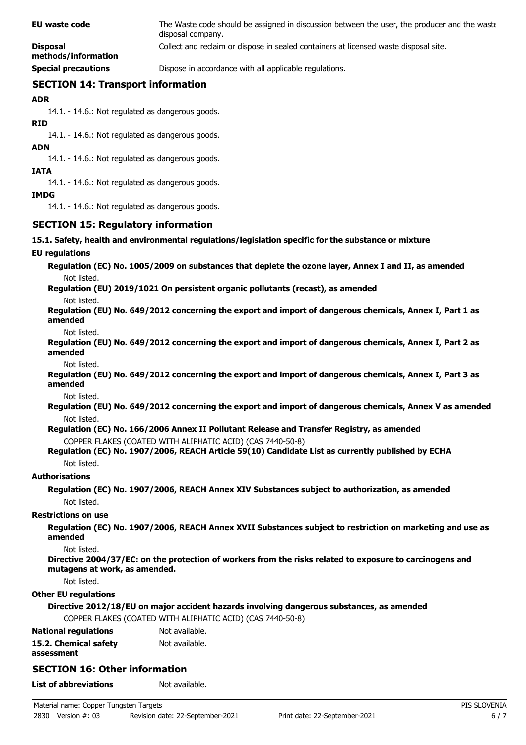**EU waste code** The Waste code should be assigned in discussion between the user, the producer and the waste disposal company.

**Disposal methods/information** Collect and reclaim or dispose in sealed containers at licensed waste disposal site.

**Special precautions** Dispose in accordance with all applicable regulations.

## SECTION 14: Transport information

**ADR**

14.1. - 14.6.: Not regulated as dangerous goods.

**RID**

14.1. - 14.6.: Not regulated as dangerous goods.

**ADN**

14.1. - 14.6.: Not regulated as dangerous goods.

**IATA**

14.1. - 14.6.: Not regulated as dangerous goods.

**IMDG**

14.1. - 14.6.: Not regulated as dangerous goods.

## SECTION 15: Regulatory information

**15.1. Safety, health and environmental regulations/legislation specific for the substance or mixture**

**EU regulations**

**Regulation (EC) No. 1005/2009 on substances that deplete the ozone layer, Annex I and II, as amended**

Not listed.

**Regulation (EU) 2019/1021 On persistent organic pollutants (recast), as amended**

Not listed.

**Regulation (EU) No. 649/2012 concerning the export and import of dangerous chemicals, Annex I, Part 1 as amended**

Not listed.

**Regulation (EU) No. 649/2012 concerning the export and import of dangerous chemicals, Annex I, Part 2 as amended**

Not listed.

**Regulation (EU) No. 649/2012 concerning the export and import of dangerous chemicals, Annex I, Part 3 as amended**

Not listed.

**Regulation (EU) No. 649/2012 concerning the export and import of dangerous chemicals, Annex V as amended**

Not listed.

**Regulation (EC) No. 166/2006 Annex II Pollutant Release and Transfer Registry, as amended**

COPPER FLAKES (COATED WITH ALIPHATIC ACID) (CAS 7440-50-8)

**Regulation (EC) No. 1907/2006, REACH Article 59(10) Candidate List as currently published by ECHA**

Not listed.

**Authorisations**

**Regulation (EC) No. 1907/2006, REACH Annex XIV Substances subject to authorization, as amended**

Not listed.

**Restrictions on use**

**Regulation (EC) No. 1907/2006, REACH Annex XVII Substances subject to restriction on marketing and use as amended**

Not listed.

**Directive 2004/37/EC: on the protection of workers from the risks related to exposure to carcinogens and mutagens at work, as amended.**

Not listed.

**Other EU regulations**

**Directive 2012/18/EU on major accident hazards involving dangerous substances, as amended**

COPPER FLAKES (COATED WITH ALIPHATIC ACID) (CAS 7440-50-8)

**National regulations** Not available.

**15.2. Chemical safety assessment** Not available.

## SECTION 16: Other information

**List of abbreviations** Not available.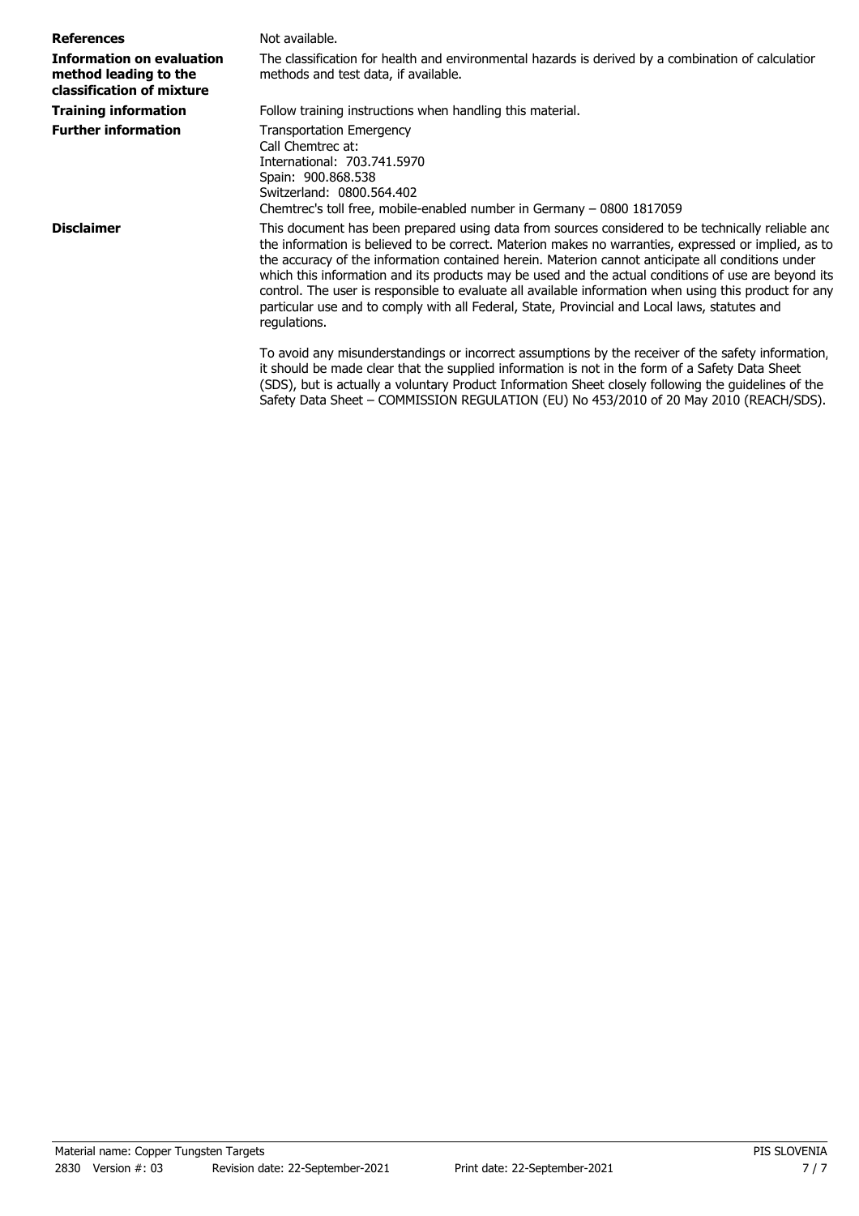**References**
Not available.

**Information on evaluation method leading to the classification of mixture**
The classification for health and environmental hazards is derived by a combination of calculation methods and test data, if available.

**Training information**
Follow training instructions when handling this material.

**Further information**
Transportation Emergency
Call Chemtrec at:
International: 703.741.5970
Spain: 900.868.538
Switzerland: 0800.564.402
Chemtrec's toll free, mobile-enabled number in Germany – 0800 1817059

**Disclaimer**
This document has been prepared using data from sources considered to be technically reliable and the information is believed to be correct. Materion makes no warranties, expressed or implied, as to the accuracy of the information contained herein. Materion cannot anticipate all conditions under which this information and its products may be used and the actual conditions of use are beyond its control. The user is responsible to evaluate all available information when using this product for any particular use and to comply with all Federal, State, Provincial and Local laws, statutes and regulations.

To avoid any misunderstandings or incorrect assumptions by the receiver of the safety information, it should be made clear that the supplied information is not in the form of a Safety Data Sheet (SDS), but is actually a voluntary Product Information Sheet closely following the guidelines of the Safety Data Sheet – COMMISSION REGULATION (EU) No 453/2010 of 20 May 2010 (REACH/SDS).